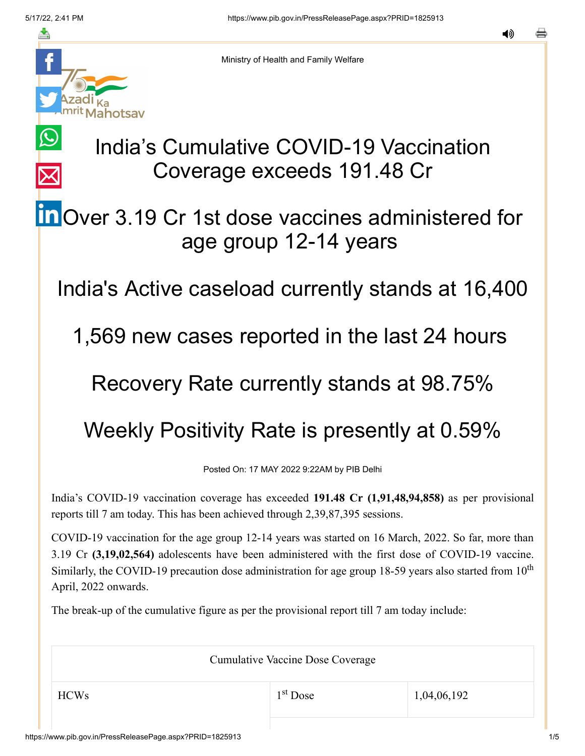Ministry of Health and Family Welfare

# India's Cumulative COVID-19 Vaccination Coverage exceeds 191.48 Cr

## Over 3.19 Cr 1st dose vaccines administered for age group 12-14 years

## India's Active caseload currently stands at 16,400

## 1,569 new cases reported in the last 24 hours

## Recovery Rate currently stands at 98.75%

## Weekly Positivity Rate is presently at 0.59%

Posted On: 17 MAY 2022 9:22AM by PIB Delhi

India's COVID-19 vaccination coverage has exceeded **191.48 Cr (1,91,48,94,858)** as per provisional reports till 7 am today. This has been achieved through 2,39,87,395 sessions.

COVID-19 vaccination for the age group 12-14 years was started on 16 March, 2022. So far, more than 3.19 Cr **(3,19,02,564)** adolescents have been administered with the first dose of COVID-19 vaccine. Similarly, the COVID-19 precaution dose administration for age group 18-59 years also started from 10th April, 2022 onwards.

The break-up of the cumulative figure as per the provisional report till 7 am today include:

| Cumulative Vaccine Dose Coverage | | |
|---|---|---|
| HCWs | 1st Dose | 1,04,06,192 |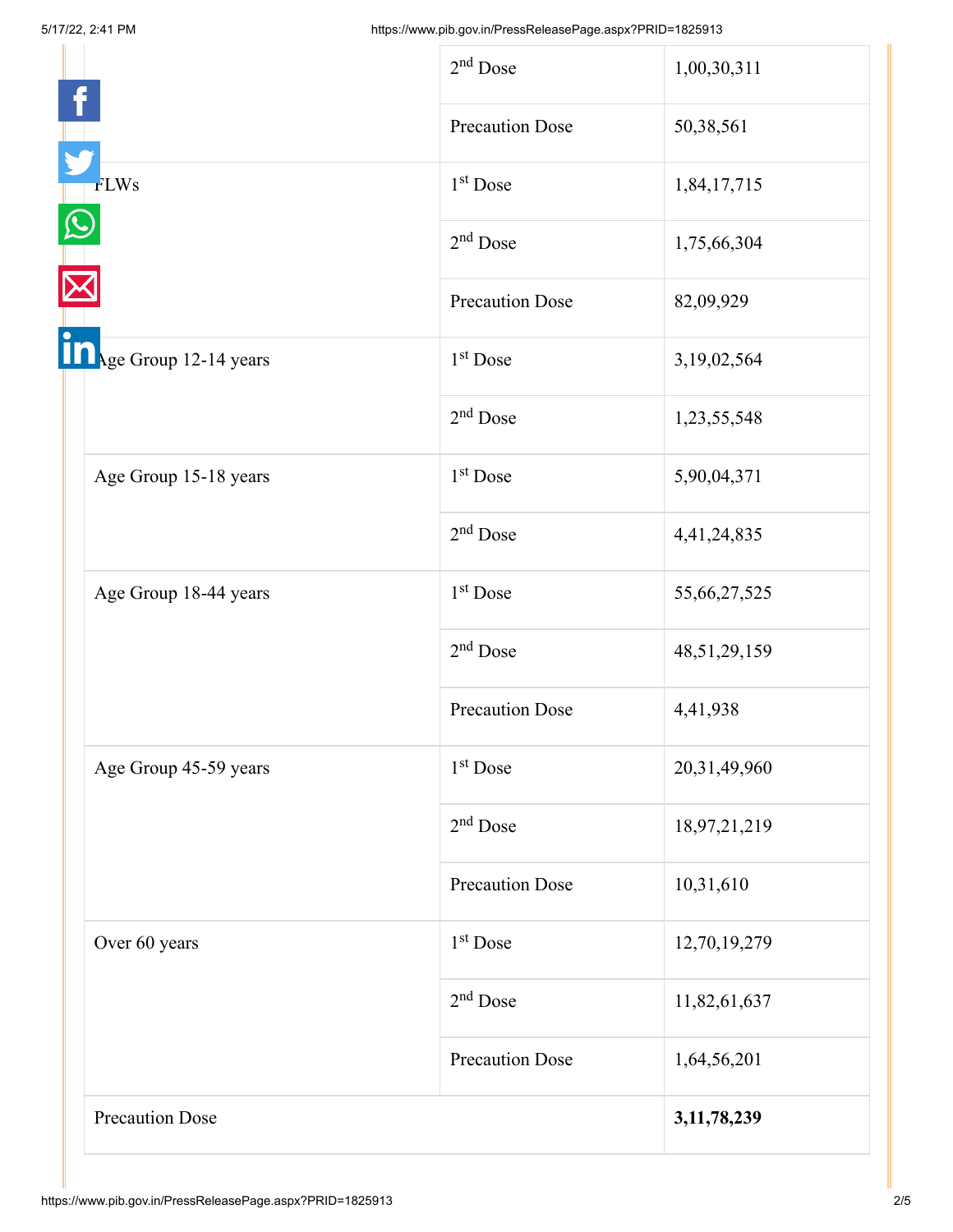| | | |
|---|---|---|
| | 2nd Dose | 1,00,30,311 |
| | Precaution Dose | 50,38,561 |
| FLWs | 1st Dose | 1,84,17,715 |
| | 2nd Dose | 1,75,66,304 |
| | Precaution Dose | 82,09,929 |
| Age Group 12-14 years | 1st Dose | 3,19,02,564 |
| | 2nd Dose | 1,23,55,548 |
| Age Group 15-18 years | 1st Dose | 5,90,04,371 |
| | 2nd Dose | 4,41,24,835 |
| Age Group 18-44 years | 1st Dose | 55,66,27,525 |
| | 2nd Dose | 48,51,29,159 |
| | Precaution Dose | 4,41,938 |
| Age Group 45-59 years | 1st Dose | 20,31,49,960 |
| | 2nd Dose | 18,97,21,219 |
| | Precaution Dose | 10,31,610 |
| Over 60 years | 1st Dose | 12,70,19,279 |
| | 2nd Dose | 11,82,61,637 |
| | Precaution Dose | 1,64,56,201 |
| Precaution Dose | | **3,11,78,239** |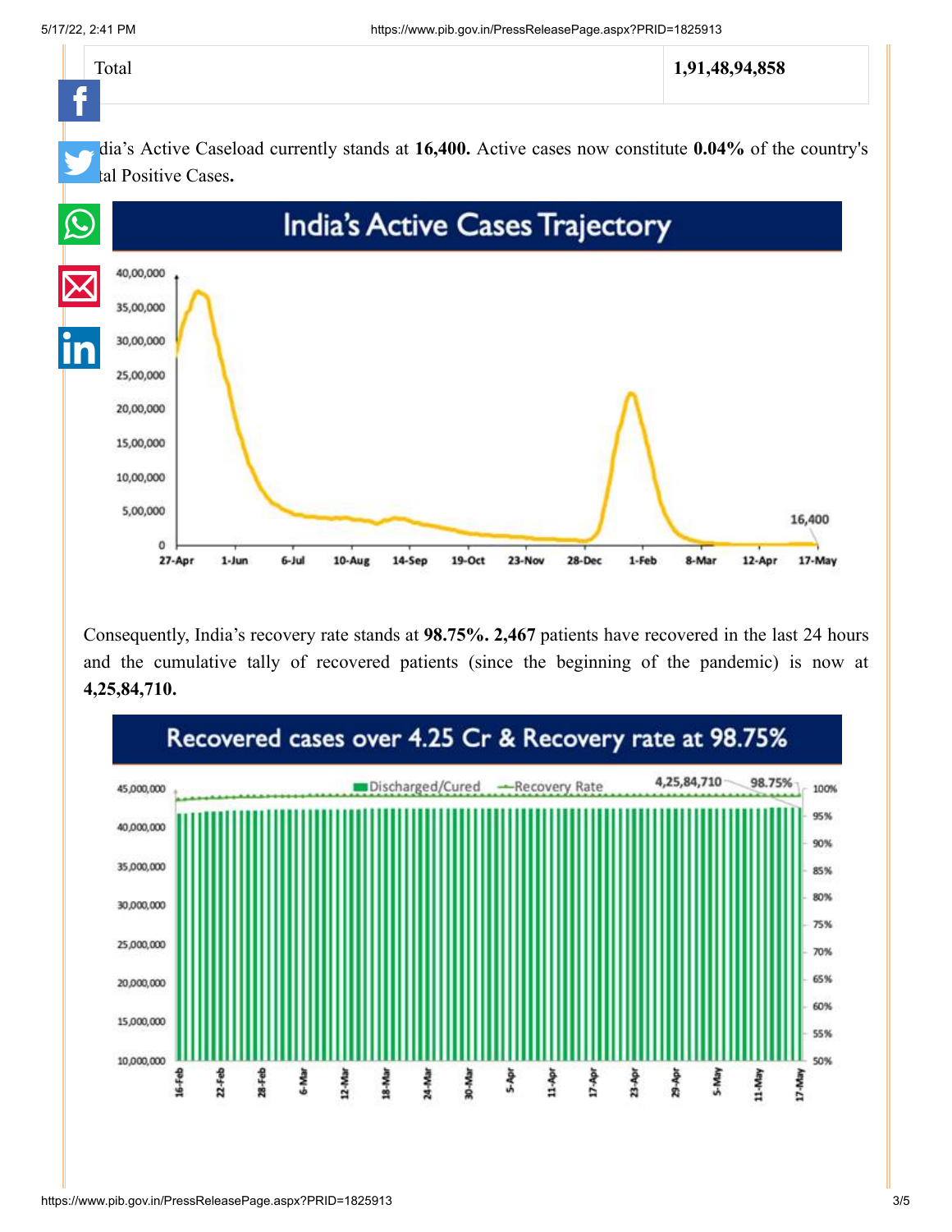| Total | 1,91,48,94,858 |
|---|---|

India's Active Caseload currently stands at **16,400.** Active cases now constitute **0.04%** of the country's total Positive Cases**.**

Consequently, India's recovery rate stands at **98.75%. 2,467** patients have recovered in the last 24 hours and the cumulative tally of recovered patients (since the beginning of the pandemic) is now at **4,25,84,710.**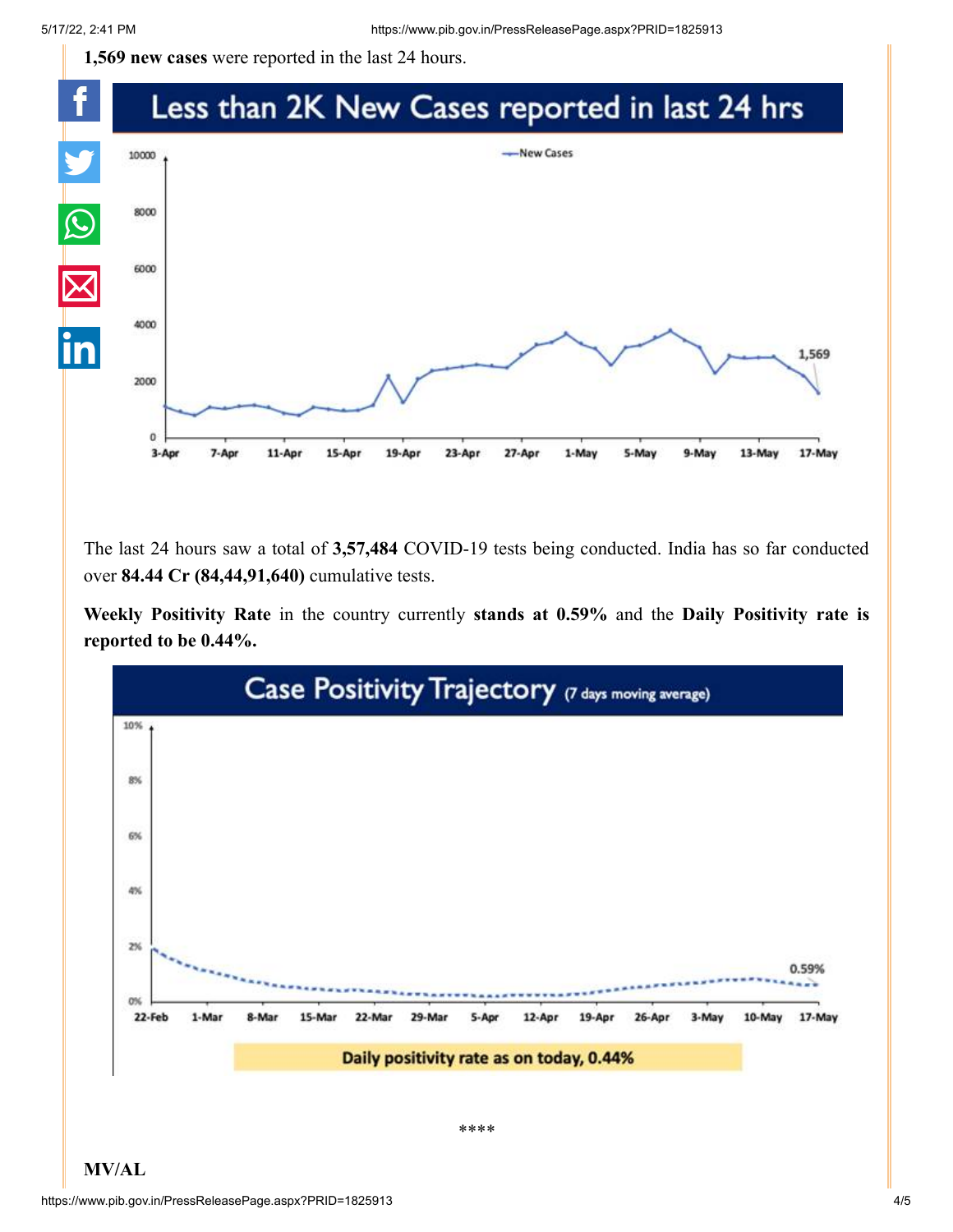**1,569 new cases** were reported in the last 24 hours.

The last 24 hours saw a total of **3,57,484** COVID-19 tests being conducted. India has so far conducted over **84.44 Cr (84,44,91,640)** cumulative tests.

**Weekly Positivity Rate** in the country currently **stands at 0.59%** and the **Daily Positivity rate is reported to be 0.44%.**

****

**MV/AL**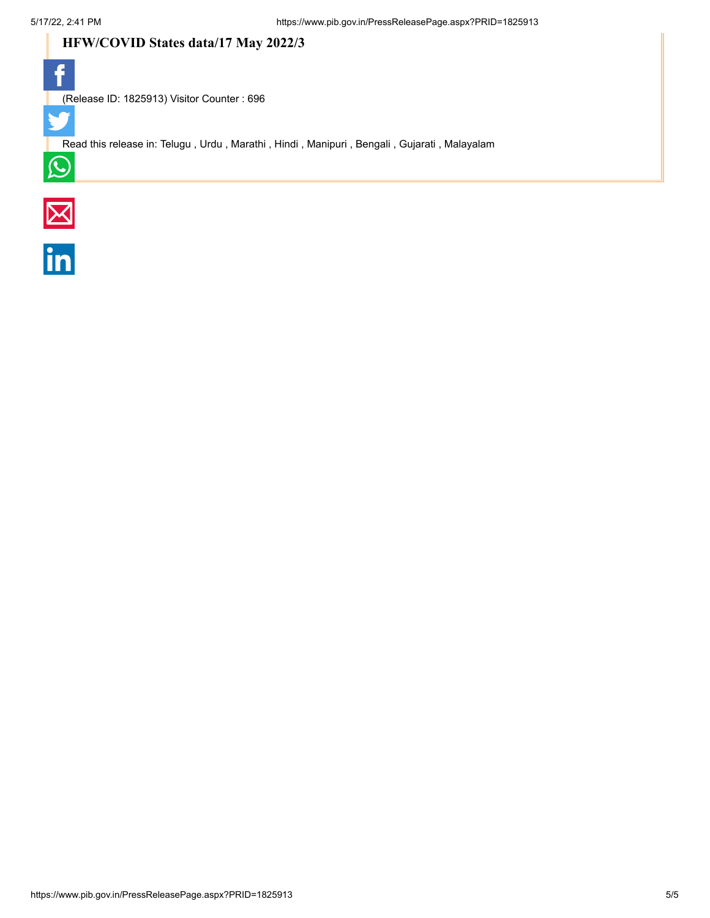**HFW/COVID States data/17 May 2022/3**

(Release ID: 1825913) Visitor Counter : 696

Read this release in: Telugu , Urdu , Marathi , Hindi , Manipuri , Bengali , Gujarati , Malayalam